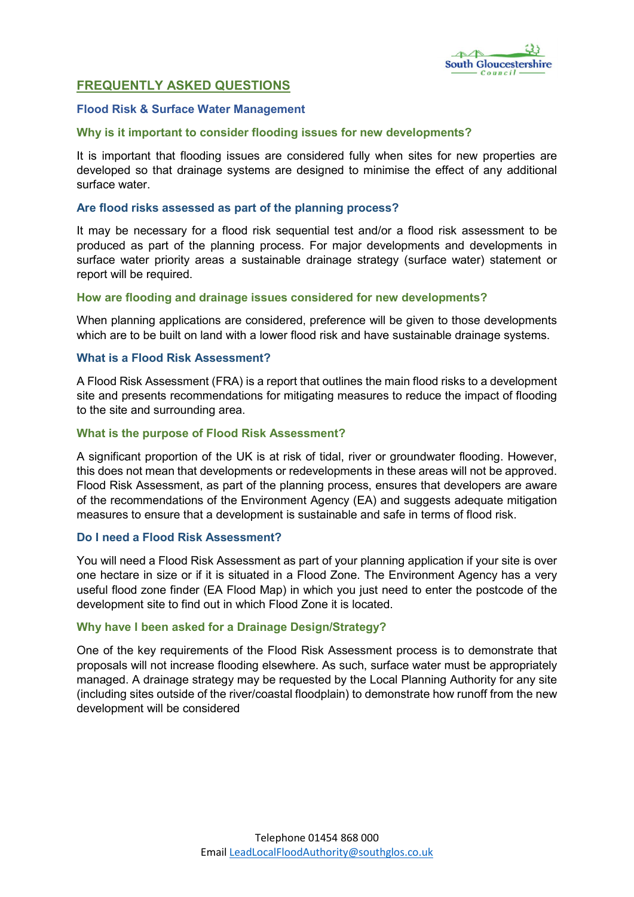# FREQUENTLY ASKED QUESTIONS

## Flood Risk & Surface Water Management

### Why is it important to consider flooding issues for new developments?

It is important that flooding issues are considered fully when sites for new properties are developed so that drainage systems are designed to minimise the effect of any additional surface water.

### Are flood risks assessed as part of the planning process?

It may be necessary for a flood risk sequential test and/or a flood risk assessment to be produced as part of the planning process. For major developments and developments in surface water priority areas a sustainable drainage strategy (surface water) statement or report will be required.

### How are flooding and drainage issues considered for new developments?

When planning applications are considered, preference will be given to those developments which are to be built on land with a lower flood risk and have sustainable drainage systems.

### What is a Flood Risk Assessment?

A Flood Risk Assessment (FRA) is a report that outlines the main flood risks to a development site and presents recommendations for mitigating measures to reduce the impact of flooding to the site and surrounding area.

### What is the purpose of Flood Risk Assessment?

A significant proportion of the UK is at risk of tidal, river or groundwater flooding. However, this does not mean that developments or redevelopments in these areas will not be approved. Flood Risk Assessment, as part of the planning process, ensures that developers are aware of the recommendations of the Environment Agency (EA) and suggests adequate mitigation measures to ensure that a development is sustainable and safe in terms of flood risk.

### Do I need a Flood Risk Assessment?

You will need a Flood Risk Assessment as part of your planning application if your site is over one hectare in size or if it is situated in a Flood Zone. The Environment Agency has a very useful flood zone finder (EA Flood Map) in which you just need to enter the postcode of the development site to find out in which Flood Zone it is located.

### Why have I been asked for a Drainage Design/Strategy?

One of the key requirements of the Flood Risk Assessment process is to demonstrate that proposals will not increase flooding elsewhere. As such, surface water must be appropriately managed. A drainage strategy may be requested by the Local Planning Authority for any site (including sites outside of the river/coastal floodplain) to demonstrate how runoff from the new development will be considered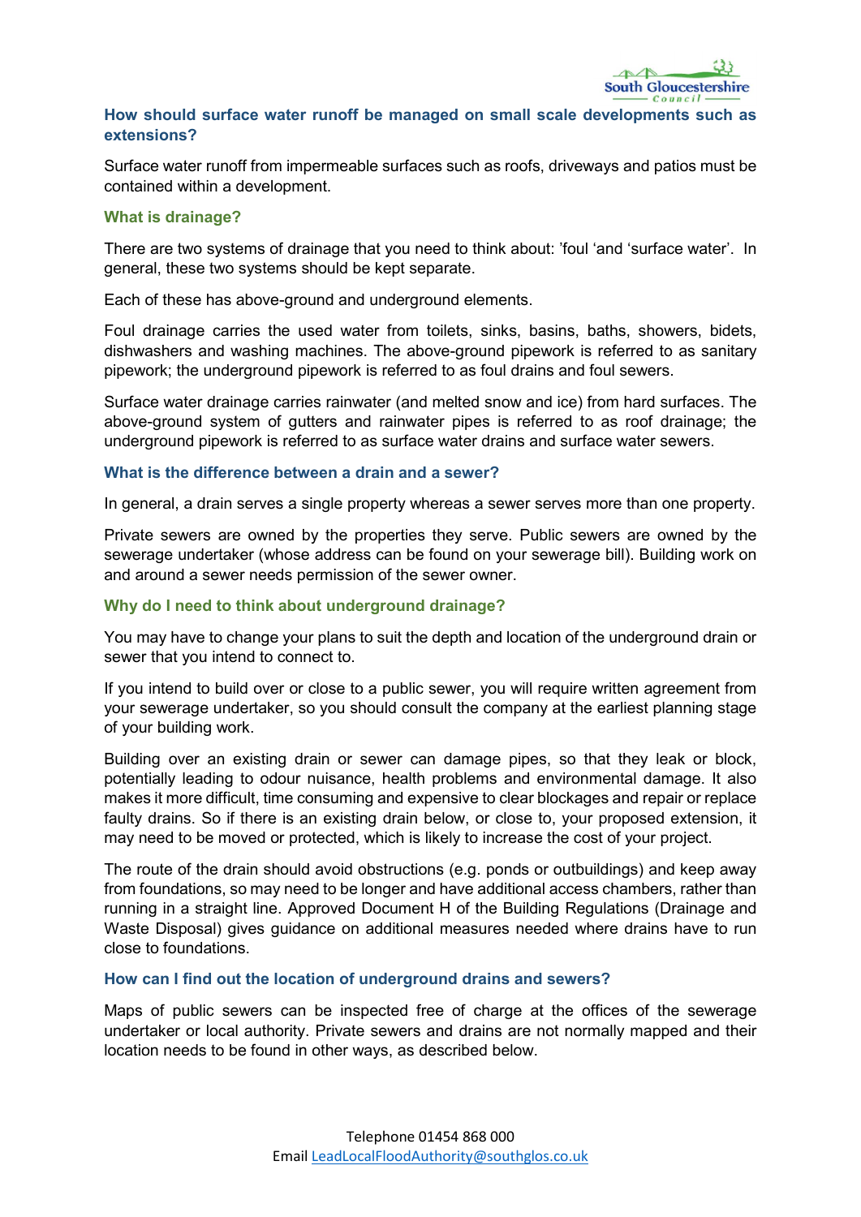## How should surface water runoff be managed on small scale developments such as extensions?

Surface water runoff from impermeable surfaces such as roofs, driveways and patios must be contained within a development.

### What is drainage?

There are two systems of drainage that you need to think about: 'foul 'and 'surface water'. In general, these two systems should be kept separate.

Each of these has above-ground and underground elements.

Foul drainage carries the used water from toilets, sinks, basins, baths, showers, bidets, dishwashers and washing machines. The above-ground pipework is referred to as sanitary pipework; the underground pipework is referred to as foul drains and foul sewers.

Surface water drainage carries rainwater (and melted snow and ice) from hard surfaces. The above-ground system of gutters and rainwater pipes is referred to as roof drainage; the underground pipework is referred to as surface water drains and surface water sewers.

### What is the difference between a drain and a sewer?

In general, a drain serves a single property whereas a sewer serves more than one property.

Private sewers are owned by the properties they serve. Public sewers are owned by the sewerage undertaker (whose address can be found on your sewerage bill). Building work on and around a sewer needs permission of the sewer owner.

### Why do I need to think about underground drainage?

You may have to change your plans to suit the depth and location of the underground drain or sewer that you intend to connect to.

If you intend to build over or close to a public sewer, you will require written agreement from your sewerage undertaker, so you should consult the company at the earliest planning stage of your building work.

Building over an existing drain or sewer can damage pipes, so that they leak or block, potentially leading to odour nuisance, health problems and environmental damage. It also makes it more difficult, time consuming and expensive to clear blockages and repair or replace faulty drains. So if there is an existing drain below, or close to, your proposed extension, it may need to be moved or protected, which is likely to increase the cost of your project.

The route of the drain should avoid obstructions (e.g. ponds or outbuildings) and keep away from foundations, so may need to be longer and have additional access chambers, rather than running in a straight line. Approved Document H of the Building Regulations (Drainage and Waste Disposal) gives guidance on additional measures needed where drains have to run close to foundations.

### How can I find out the location of underground drains and sewers?

Maps of public sewers can be inspected free of charge at the offices of the sewerage undertaker or local authority. Private sewers and drains are not normally mapped and their location needs to be found in other ways, as described below.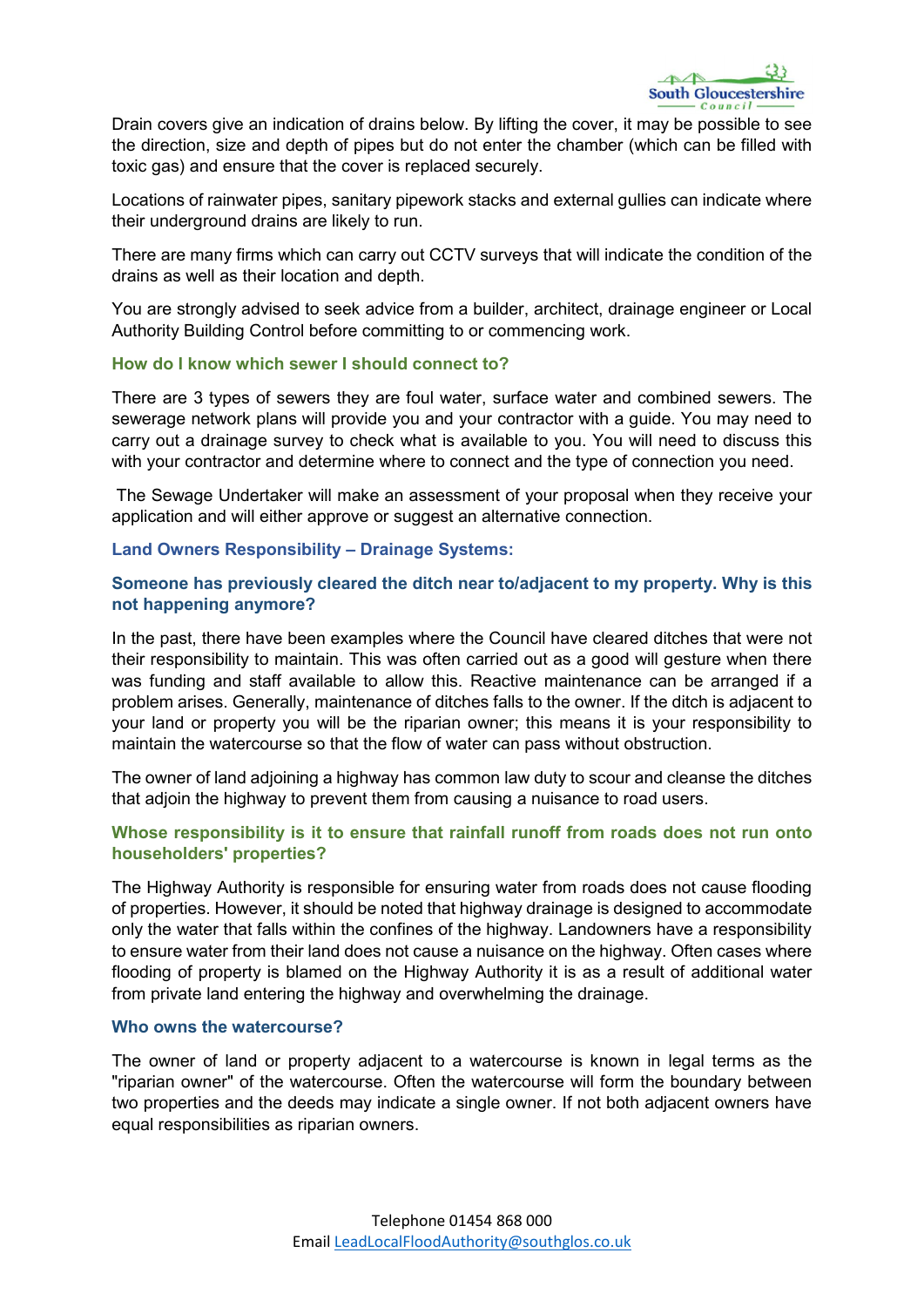Drain covers give an indication of drains below. By lifting the cover, it may be possible to see the direction, size and depth of pipes but do not enter the chamber (which can be filled with toxic gas) and ensure that the cover is replaced securely.

Locations of rainwater pipes, sanitary pipework stacks and external gullies can indicate where their underground drains are likely to run.

There are many firms which can carry out CCTV surveys that will indicate the condition of the drains as well as their location and depth.

You are strongly advised to seek advice from a builder, architect, drainage engineer or Local Authority Building Control before committing to or commencing work.

### How do I know which sewer I should connect to?

There are 3 types of sewers they are foul water, surface water and combined sewers. The sewerage network plans will provide you and your contractor with a guide. You may need to carry out a drainage survey to check what is available to you. You will need to discuss this with your contractor and determine where to connect and the type of connection you need.

The Sewage Undertaker will make an assessment of your proposal when they receive your application and will either approve or suggest an alternative connection.

## Land Owners Responsibility – Drainage Systems:

### Someone has previously cleared the ditch near to/adjacent to my property. Why is this not happening anymore?

In the past, there have been examples where the Council have cleared ditches that were not their responsibility to maintain. This was often carried out as a good will gesture when there was funding and staff available to allow this. Reactive maintenance can be arranged if a problem arises. Generally, maintenance of ditches falls to the owner. If the ditch is adjacent to your land or property you will be the riparian owner; this means it is your responsibility to maintain the watercourse so that the flow of water can pass without obstruction.

The owner of land adjoining a highway has common law duty to scour and cleanse the ditches that adjoin the highway to prevent them from causing a nuisance to road users.

### Whose responsibility is it to ensure that rainfall runoff from roads does not run onto householders' properties?

The Highway Authority is responsible for ensuring water from roads does not cause flooding of properties. However, it should be noted that highway drainage is designed to accommodate only the water that falls within the confines of the highway. Landowners have a responsibility to ensure water from their land does not cause a nuisance on the highway. Often cases where flooding of property is blamed on the Highway Authority it is as a result of additional water from private land entering the highway and overwhelming the drainage.

### Who owns the watercourse?

The owner of land or property adjacent to a watercourse is known in legal terms as the "riparian owner" of the watercourse. Often the watercourse will form the boundary between two properties and the deeds may indicate a single owner. If not both adjacent owners have equal responsibilities as riparian owners.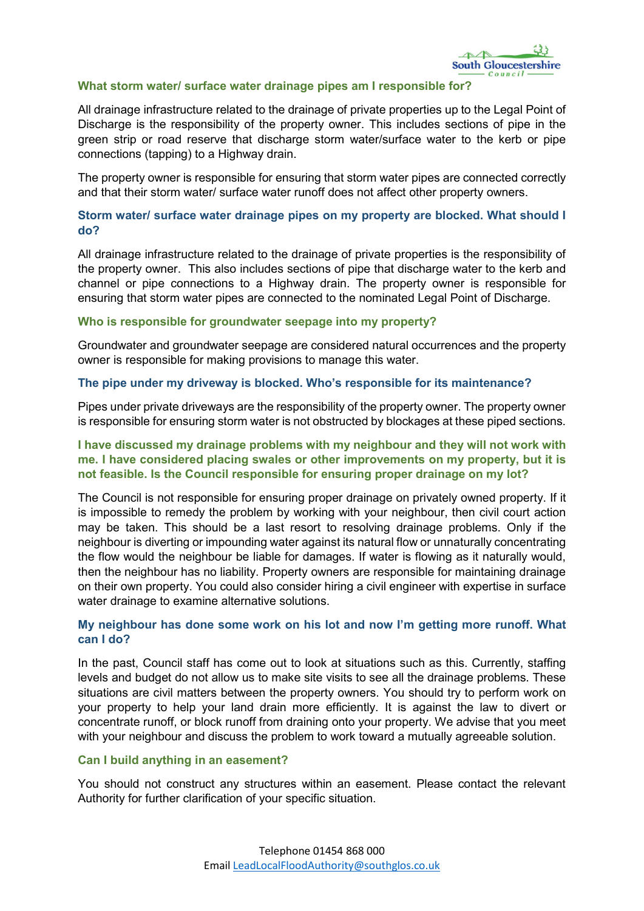### What storm water/ surface water drainage pipes am I responsible for?

All drainage infrastructure related to the drainage of private properties up to the Legal Point of Discharge is the responsibility of the property owner. This includes sections of pipe in the green strip or road reserve that discharge storm water/surface water to the kerb or pipe connections (tapping) to a Highway drain.

The property owner is responsible for ensuring that storm water pipes are connected correctly and that their storm water/ surface water runoff does not affect other property owners.

### Storm water/ surface water drainage pipes on my property are blocked. What should I do?

All drainage infrastructure related to the drainage of private properties is the responsibility of the property owner. This also includes sections of pipe that discharge water to the kerb and channel or pipe connections to a Highway drain. The property owner is responsible for ensuring that storm water pipes are connected to the nominated Legal Point of Discharge.

### Who is responsible for groundwater seepage into my property?

Groundwater and groundwater seepage are considered natural occurrences and the property owner is responsible for making provisions to manage this water.

### The pipe under my driveway is blocked. Who's responsible for its maintenance?

Pipes under private driveways are the responsibility of the property owner. The property owner is responsible for ensuring storm water is not obstructed by blockages at these piped sections.

### I have discussed my drainage problems with my neighbour and they will not work with me. I have considered placing swales or other improvements on my property, but it is not feasible. Is the Council responsible for ensuring proper drainage on my lot?

The Council is not responsible for ensuring proper drainage on privately owned property. If it is impossible to remedy the problem by working with your neighbour, then civil court action may be taken. This should be a last resort to resolving drainage problems. Only if the neighbour is diverting or impounding water against its natural flow or unnaturally concentrating the flow would the neighbour be liable for damages. If water is flowing as it naturally would, then the neighbour has no liability. Property owners are responsible for maintaining drainage on their own property. You could also consider hiring a civil engineer with expertise in surface water drainage to examine alternative solutions.

### My neighbour has done some work on his lot and now I'm getting more runoff. What can I do?

In the past, Council staff has come out to look at situations such as this. Currently, staffing levels and budget do not allow us to make site visits to see all the drainage problems. These situations are civil matters between the property owners. You should try to perform work on your property to help your land drain more efficiently. It is against the law to divert or concentrate runoff, or block runoff from draining onto your property. We advise that you meet with your neighbour and discuss the problem to work toward a mutually agreeable solution.

### Can I build anything in an easement?

You should not construct any structures within an easement. Please contact the relevant Authority for further clarification of your specific situation.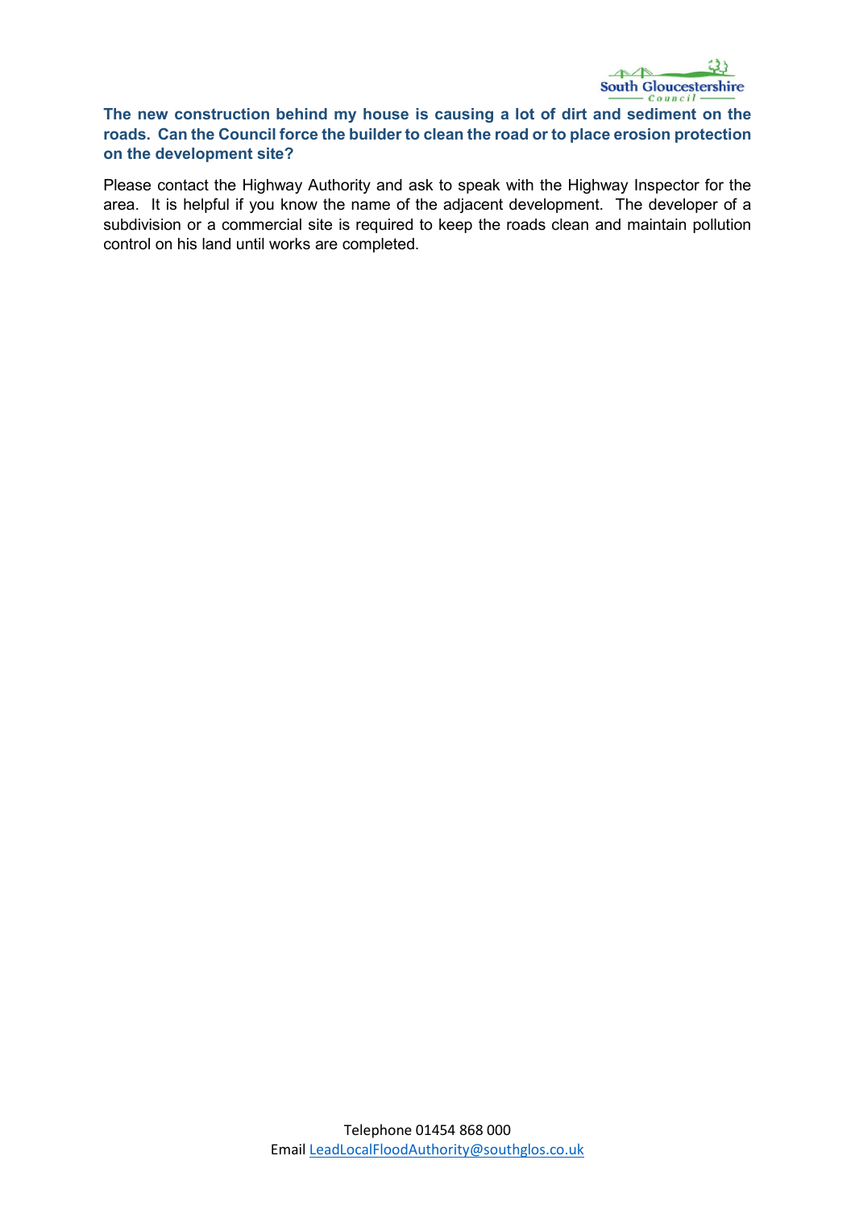**The new construction behind my house is causing a lot of dirt and sediment on the roads. Can the Council force the builder to clean the road or to place erosion protection on the development site?**

Please contact the Highway Authority and ask to speak with the Highway Inspector for the area. It is helpful if you know the name of the adjacent development. The developer of a subdivision or a commercial site is required to keep the roads clean and maintain pollution control on his land until works are completed.

Telephone 01454 868 000
Email LeadLocalFloodAuthority@southglos.co.uk